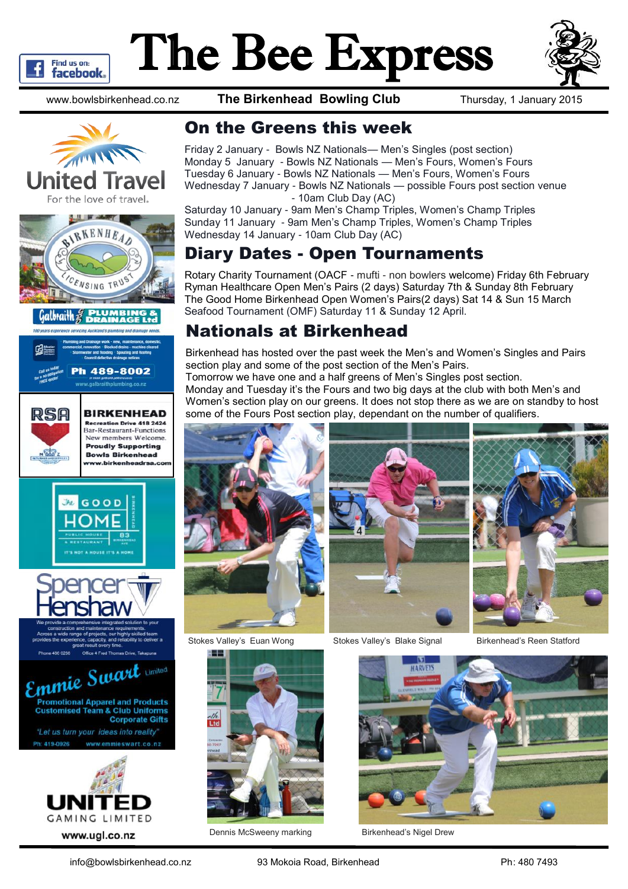# The Bee Express

www.bowlsbirkenhead.co.nz **The Birkenhead Bowling Club** Thursday, 1 January 2015

## On the Greens this week

Friday 2 January - Bowls NZ Nationals— Men's Singles (post section)
Monday 5 January - Bowls NZ Nationals — Men's Fours, Women's Fours
Tuesday 6 January - Bowls NZ Nationals — Men's Fours, Women's Fours
Wednesday 7 January - Bowls NZ Nationals — possible Fours post section venue
- 10am Club Day (AC)

Saturday 10 January - 9am Men's Champ Triples, Women's Champ Triples
Sunday 11 January - 9am Men's Champ Triples, Women's Champ Triples
Wednesday 14 January - 10am Club Day (AC)

## Diary Dates - Open Tournaments

Rotary Charity Tournament (OACF - mufti - non bowlers welcome) Friday 6th February
Ryman Healthcare Open Men's Pairs (2 days) Saturday 7th & Sunday 8th February
The Good Home Birkenhead Open Women's Pairs(2 days) Sat 14 & Sun 15 March
Seafood Tournament (OMF) Saturday 11 & Sunday 12 April.

## Nationals at Birkenhead

Birkenhead has hosted over the past week the Men's and Women's Singles and Pairs section play and some of the post section of the Men's Pairs.
Tomorrow we have one and a half greens of Men's Singles post section.
Monday and Tuesday it's the Fours and two big days at the club with both Men's and Women's section play on our greens. It does not stop there as we are on standby to host some of the Fours Post section play, dependant on the number of qualifiers.

Stokes Valley's Euan Wong

Stokes Valley's Blake Signal

Birkenhead's Reen Statford

Dennis McSweeny marking

Birkenhead's Nigel Drew

United Travel — For the love of travel.

Birkenhead Licensing Trust

Galbraith Plumbing & Drainage Ltd — 100 years experience servicing Auckland's plumbing and drainage needs. Plumbing and Drainage work - new, maintenance, domestic, commercial, renovation · Blocked drains - machine cleared · Stormwater and flooding · Spouting and Roofing · Council defective drainage notices. Call us today for a no obligation FREE quote! Ph 489-8002 www.galbraithplumbing.co.nz

RSA BIRKENHEAD — Recreation Drive 418 2424 — Bar-Restaurant-Functions — New members Welcome. Proudly Supporting Bowls Birkenhead — www.birkenheadrsa.com

The Good Home — Public House & Restaurant — 83 Birkenhead Ave — It's not a house it's a home

Spencer Henshaw — We provide a comprehensive integrated solution to your construction and maintenance requirements. Across a wide range of projects, our highly skilled team provides the experience, capacity, and reliability to deliver a great result every time. Phone 480 0286 Office 4 Fred Thomas Drive, Takapuna

Emmie Swart Limited — Promotional Apparel and Products — Customised Team & Club Uniforms — Corporate Gifts — "Let us turn your ideas into reality" — Ph: 419-0926 www.emmieswart.co.nz

UNITED GAMING LIMITED — www.ugl.co.nz

info@bowlsbirkenhead.co.nz 93 Mokoia Road, Birkenhead Ph: 480 7493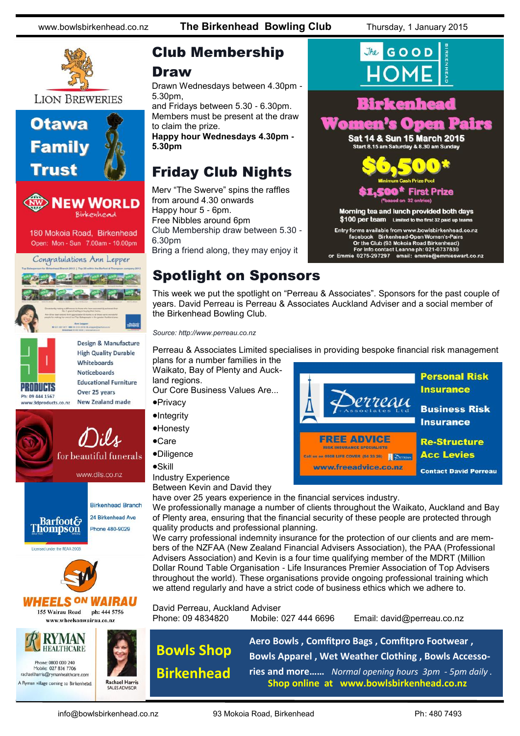## Club Membership Draw

Drawn Wednesdays between 4.30pm - 5.30pm,
and Fridays between 5.30 - 6.30pm.
Members must be present at the draw to claim the prize.
**Happy hour Wednesdays 4.30pm - 5.30pm**

## Friday Club Nights

Merv "The Swerve" spins the raffles from around 4.30 onwards
Happy hour 5 - 6pm.
Free Nibbles around 6pm
Club Membership draw between 5.30 - 6.30pm
Bring a friend along, they may enjoy it

The GOOD HOME BIRKENHEAD

**Birkenhead Women's Open Pairs**

Sat 14 & Sun 15 March 2015
Start 8.15 am Saturday & 8.30 am Sunday

**$6,500***
Minimum Cash Prize Pool

**$1,500* First Prize**
(*based on 32 entries)

Morning tea and lunch provided both days
$100 per team Limited to the first 32 paid up teams

Entry forms available from www.bowlsbirkenhead.co.nz
facebook Birkenhead-Open Women's-Pairs
Or the Club (93 Mokoia Road Birkenhead)
For info contact Leanne ph: 021-0737830
or Emmie 0275-297297 email: emmie@emmieswart.co.nz

## Spotlight on Sponsors

This week we put the spotlight on "Perreau & Associates". Sponsors for the past couple of years. David Perreau is Perreau & Associates Auckland Adviser and a social member of the Birkenhead Bowling Club.

*Source: http://www.perreau.co.nz*

Perreau & Associates Limited specialises in providing bespoke financial risk management plans for a number families in the Waikato, Bay of Plenty and Auckland regions.
Our Core Business Values Are...

- Privacy
- Integrity
- Honesty
- Care
- Diligence
- Skill

Industry Experience
Between Kevin and David they have over 25 years experience in the financial services industry.
We professionally manage a number of clients throughout the Waikato, Auckland and Bay of Plenty area, ensuring that the financial security of these people are protected through quality products and professional planning.
We carry professional indemnity insurance for the protection of our clients and are members of the NZFAA (New Zealand Financial Advisers Association), the PAA (Professional Advisers Association) and Kevin is a four time qualifying member of the MDRT (Million Dollar Round Table Organisation - Life Insurances Premier Association of Top Advisers throughout the world). These organisations provide ongoing professional training which we attend regularly and have a strict code of business ethics which we adhere to.

David Perreau, Auckland Adviser
Phone: 09 4834820 Mobile: 027 444 6696 Email: david@perreau.co.nz

Perreau + Associates Ltd
FREE ADVICE
RISK INSURANCE SPECIALISTS
Call us on 0508 LIFE COVER (54 33 26)
www.freeadvice.co.nz

Personal Risk Insurance
Business Risk Insurance
Re-Structure
Acc Levies
Contact David Perreau

**Bowls Shop Birkenhead**

Aero Bowls , Comfitpro Bags , Comfitpro Footwear , Bowls Apparel , Wet Weather Clothing , Bowls Accessories and more…… *Normal opening hours 3pm - 5pm daily .*
Shop online at www.bowlsbirkenhead.co.nz

LION BREWERIES

Otawa Family Trust

NEW WORLD Birkenhead
180 Mokoia Road, Birkenhead
Open: Mon - Sun 7.00am - 10.00pm

Congratulations Ann Lepper

3d PRODUCTS
Ph: 09 444 1567
www.3dproducts.co.nz
Design & Manufacture
High Quality Durable
Whiteboards
Noticeboards
Educational Furniture
Over 25 years
New Zealand made

Dils for beautiful funerals
www.dils.co.nz

Barfoot & Thompson
Birkenhead Branch
24 Birkenhead Ave
Phone 480-9029
Licensed under the REAA 2008

WHEELS ON WAIRAU
155 Wairau Road ph: 444 5756
www.wheelsonwairau.co.nz

RYMAN HEALTHCARE
Phone: 0800 000 240
Mobile: 027 836 7706
rachaelharris@rymanhealthcare.com
A Ryman village coming to Birkenhead
Rachael Harris
SALES ADVISOR